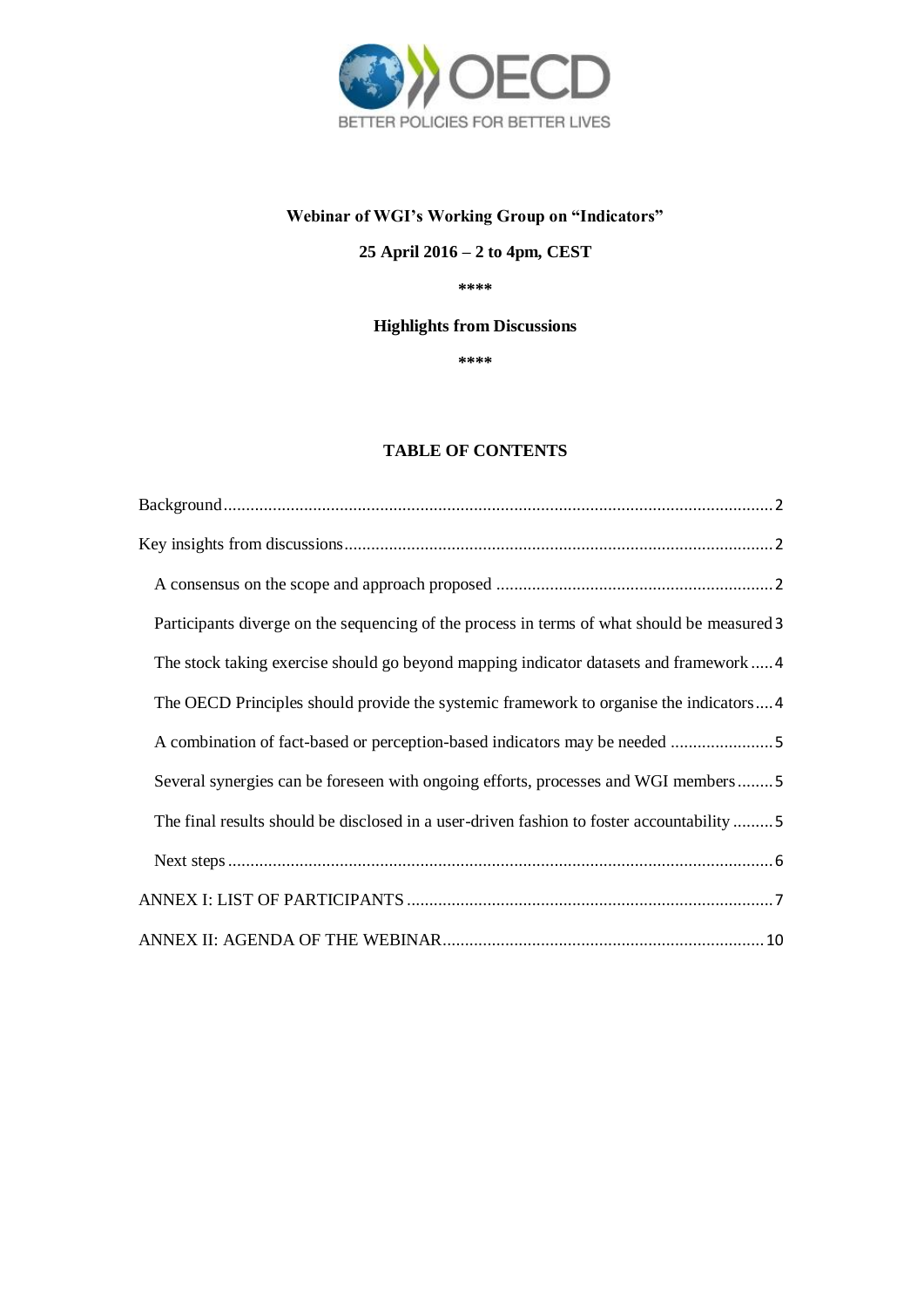OECD

BETTER POLICIES FOR BETTER LIVES

**Webinar of WGI's Working Group on "Indicators"**

**25 April 2016 – 2 to 4pm, CEST**

**\*\*\*\***

**Highlights from Discussions**

**\*\*\*\***

## TABLE OF CONTENTS

Background .......... 2

Key insights from discussions .......... 2

- A consensus on the scope and approach proposed .......... 2
- Participants diverge on the sequencing of the process in terms of what should be measured .......... 3
- The stock taking exercise should go beyond mapping indicator datasets and framework .......... 4
- The OECD Principles should provide the systemic framework to organise the indicators .......... 4
- A combination of fact-based or perception-based indicators may be needed .......... 5
- Several synergies can be foreseen with ongoing efforts, processes and WGI members .......... 5
- The final results should be disclosed in a user-driven fashion to foster accountability .......... 5
- Next steps .......... 6

ANNEX I: LIST OF PARTICIPANTS .......... 7

ANNEX II: AGENDA OF THE WEBINAR .......... 10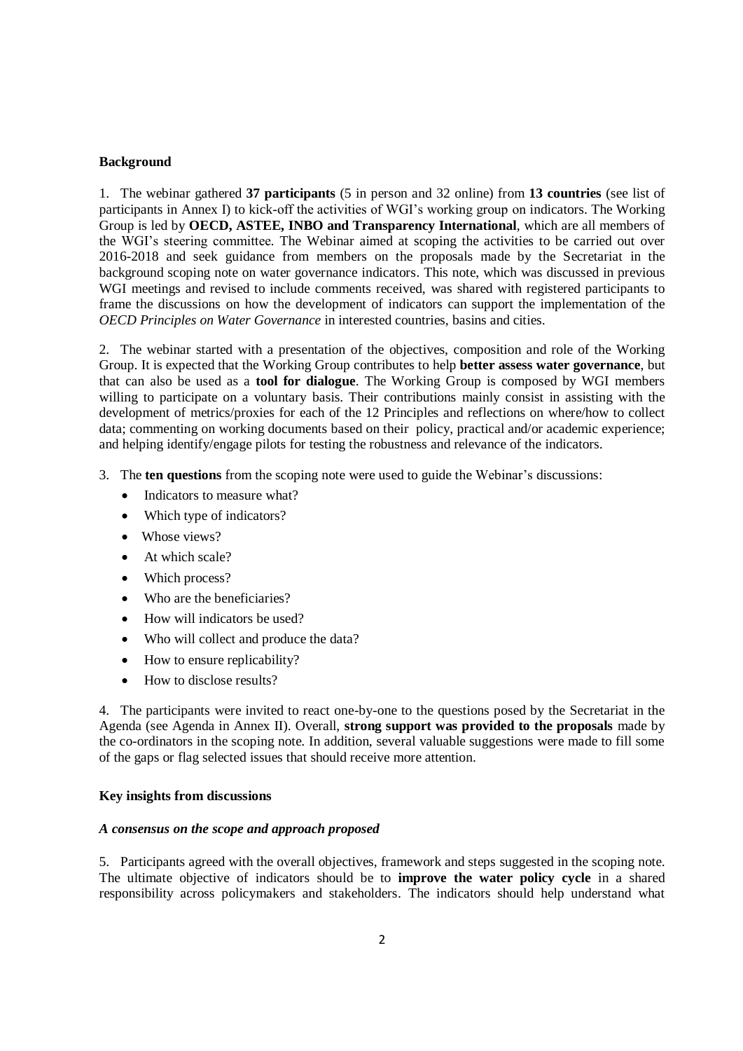**Background**

1. The webinar gathered **37 participants** (5 in person and 32 online) from **13 countries** (see list of participants in Annex I) to kick-off the activities of WGI's working group on indicators. The Working Group is led by **OECD, ASTEE, INBO and Transparency International**, which are all members of the WGI's steering committee. The Webinar aimed at scoping the activities to be carried out over 2016-2018 and seek guidance from members on the proposals made by the Secretariat in the background scoping note on water governance indicators. This note, which was discussed in previous WGI meetings and revised to include comments received, was shared with registered participants to frame the discussions on how the development of indicators can support the implementation of the *OECD Principles on Water Governance* in interested countries, basins and cities.

2. The webinar started with a presentation of the objectives, composition and role of the Working Group. It is expected that the Working Group contributes to help **better assess water governance**, but that can also be used as a **tool for dialogue**. The Working Group is composed by WGI members willing to participate on a voluntary basis. Their contributions mainly consist in assisting with the development of metrics/proxies for each of the 12 Principles and reflections on where/how to collect data; commenting on working documents based on their policy, practical and/or academic experience; and helping identify/engage pilots for testing the robustness and relevance of the indicators.

3. The **ten questions** from the scoping note were used to guide the Webinar's discussions:

- Indicators to measure what?
- Which type of indicators?
- Whose views?
- At which scale?
- Which process?
- Who are the beneficiaries?
- How will indicators be used?
- Who will collect and produce the data?
- How to ensure replicability?
- How to disclose results?

4. The participants were invited to react one-by-one to the questions posed by the Secretariat in the Agenda (see Agenda in Annex II). Overall, **strong support was provided to the proposals** made by the co-ordinators in the scoping note. In addition, several valuable suggestions were made to fill some of the gaps or flag selected issues that should receive more attention.

**Key insights from discussions**

***A consensus on the scope and approach proposed***

5. Participants agreed with the overall objectives, framework and steps suggested in the scoping note. The ultimate objective of indicators should be to **improve the water policy cycle** in a shared responsibility across policymakers and stakeholders. The indicators should help understand what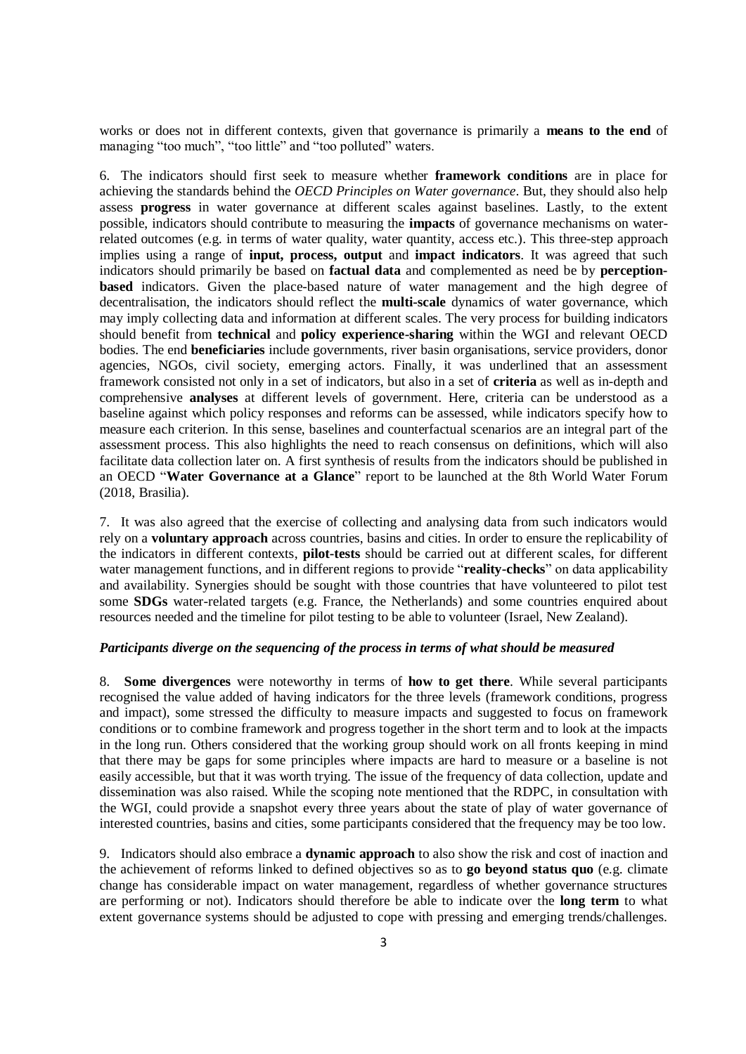works or does not in different contexts, given that governance is primarily a **means to the end** of managing "too much", "too little" and "too polluted" waters.

6. The indicators should first seek to measure whether **framework conditions** are in place for achieving the standards behind the *OECD Principles on Water governance*. But, they should also help assess **progress** in water governance at different scales against baselines. Lastly, to the extent possible, indicators should contribute to measuring the **impacts** of governance mechanisms on water-related outcomes (e.g. in terms of water quality, water quantity, access etc.). This three-step approach implies using a range of **input, process, output** and **impact indicators**. It was agreed that such indicators should primarily be based on **factual data** and complemented as need be by **perception-based** indicators. Given the place-based nature of water management and the high degree of decentralisation, the indicators should reflect the **multi-scale** dynamics of water governance, which may imply collecting data and information at different scales. The very process for building indicators should benefit from **technical** and **policy experience-sharing** within the WGI and relevant OECD bodies. The end **beneficiaries** include governments, river basin organisations, service providers, donor agencies, NGOs, civil society, emerging actors. Finally, it was underlined that an assessment framework consisted not only in a set of indicators, but also in a set of **criteria** as well as in-depth and comprehensive **analyses** at different levels of government. Here, criteria can be understood as a baseline against which policy responses and reforms can be assessed, while indicators specify how to measure each criterion. In this sense, baselines and counterfactual scenarios are an integral part of the assessment process. This also highlights the need to reach consensus on definitions, which will also facilitate data collection later on. A first synthesis of results from the indicators should be published in an OECD "**Water Governance at a Glance**" report to be launched at the 8th World Water Forum (2018, Brasilia).

7. It was also agreed that the exercise of collecting and analysing data from such indicators would rely on a **voluntary approach** across countries, basins and cities. In order to ensure the replicability of the indicators in different contexts, **pilot-tests** should be carried out at different scales, for different water management functions, and in different regions to provide "**reality-checks**" on data applicability and availability. Synergies should be sought with those countries that have volunteered to pilot test some **SDGs** water-related targets (e.g. France, the Netherlands) and some countries enquired about resources needed and the timeline for pilot testing to be able to volunteer (Israel, New Zealand).

***Participants diverge on the sequencing of the process in terms of what should be measured***

8. **Some divergences** were noteworthy in terms of **how to get there**. While several participants recognised the value added of having indicators for the three levels (framework conditions, progress and impact), some stressed the difficulty to measure impacts and suggested to focus on framework conditions or to combine framework and progress together in the short term and to look at the impacts in the long run. Others considered that the working group should work on all fronts keeping in mind that there may be gaps for some principles where impacts are hard to measure or a baseline is not easily accessible, but that it was worth trying. The issue of the frequency of data collection, update and dissemination was also raised. While the scoping note mentioned that the RDPC, in consultation with the WGI, could provide a snapshot every three years about the state of play of water governance of interested countries, basins and cities, some participants considered that the frequency may be too low.

9. Indicators should also embrace a **dynamic approach** to also show the risk and cost of inaction and the achievement of reforms linked to defined objectives so as to **go beyond status quo** (e.g. climate change has considerable impact on water management, regardless of whether governance structures are performing or not). Indicators should therefore be able to indicate over the **long term** to what extent governance systems should be adjusted to cope with pressing and emerging trends/challenges.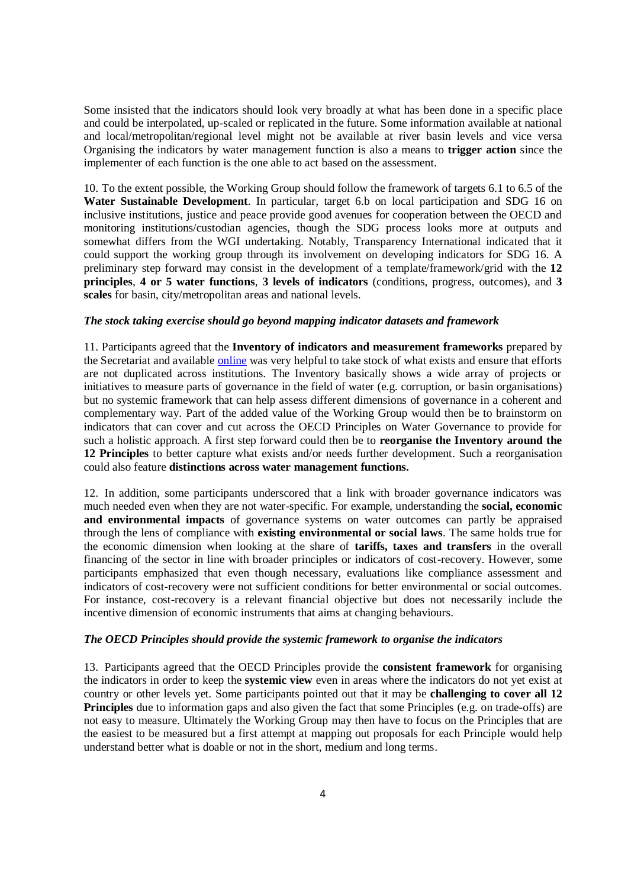Some insisted that the indicators should look very broadly at what has been done in a specific place and could be interpolated, up-scaled or replicated in the future. Some information available at national and local/metropolitan/regional level might not be available at river basin levels and vice versa Organising the indicators by water management function is also a means to **trigger action** since the implementer of each function is the one able to act based on the assessment.

10. To the extent possible, the Working Group should follow the framework of targets 6.1 to 6.5 of the **Water Sustainable Development**. In particular, target 6.b on local participation and SDG 16 on inclusive institutions, justice and peace provide good avenues for cooperation between the OECD and monitoring institutions/custodian agencies, though the SDG process looks more at outputs and somewhat differs from the WGI undertaking. Notably, Transparency International indicated that it could support the working group through its involvement on developing indicators for SDG 16. A preliminary step forward may consist in the development of a template/framework/grid with the **12 principles**, **4 or 5 water functions**, **3 levels of indicators** (conditions, progress, outcomes), and **3 scales** for basin, city/metropolitan areas and national levels.

***The stock taking exercise should go beyond mapping indicator datasets and framework***

11. Participants agreed that the **Inventory of indicators and measurement frameworks** prepared by the Secretariat and available online was very helpful to take stock of what exists and ensure that efforts are not duplicated across institutions. The Inventory basically shows a wide array of projects or initiatives to measure parts of governance in the field of water (e.g. corruption, or basin organisations) but no systemic framework that can help assess different dimensions of governance in a coherent and complementary way. Part of the added value of the Working Group would then be to brainstorm on indicators that can cover and cut across the OECD Principles on Water Governance to provide for such a holistic approach. A first step forward could then be to **reorganise the Inventory around the 12 Principles** to better capture what exists and/or needs further development. Such a reorganisation could also feature **distinctions across water management functions.**

12. In addition, some participants underscored that a link with broader governance indicators was much needed even when they are not water-specific. For example, understanding the **social, economic and environmental impacts** of governance systems on water outcomes can partly be appraised through the lens of compliance with **existing environmental or social laws**. The same holds true for the economic dimension when looking at the share of **tariffs, taxes and transfers** in the overall financing of the sector in line with broader principles or indicators of cost-recovery. However, some participants emphasized that even though necessary, evaluations like compliance assessment and indicators of cost-recovery were not sufficient conditions for better environmental or social outcomes. For instance, cost-recovery is a relevant financial objective but does not necessarily include the incentive dimension of economic instruments that aims at changing behaviours.

***The OECD Principles should provide the systemic framework to organise the indicators***

13. Participants agreed that the OECD Principles provide the **consistent framework** for organising the indicators in order to keep the **systemic view** even in areas where the indicators do not yet exist at country or other levels yet. Some participants pointed out that it may be **challenging to cover all 12 Principles** due to information gaps and also given the fact that some Principles (e.g. on trade-offs) are not easy to measure. Ultimately the Working Group may then have to focus on the Principles that are the easiest to be measured but a first attempt at mapping out proposals for each Principle would help understand better what is doable or not in the short, medium and long terms.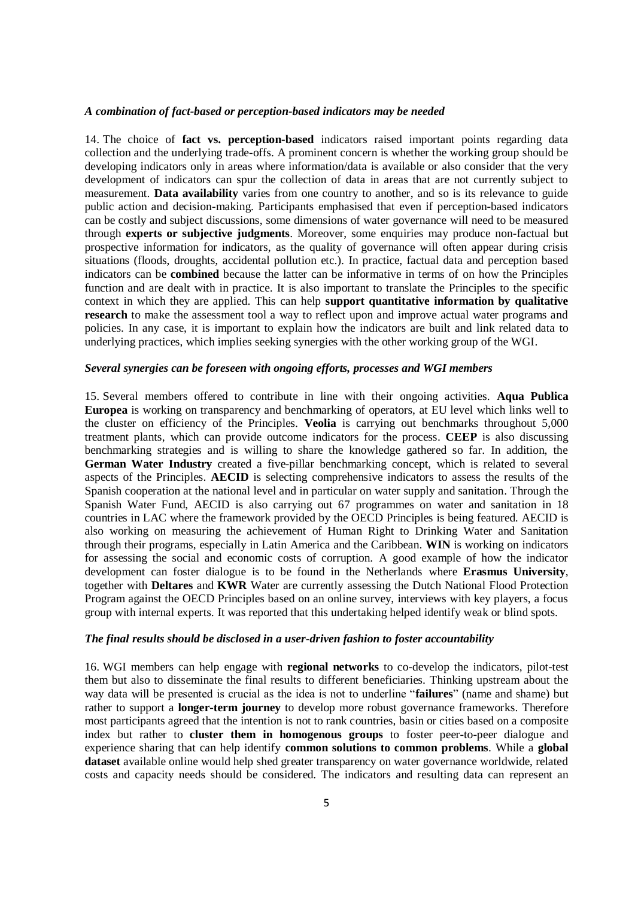### *A combination of fact-based or perception-based indicators may be needed*

14. The choice of **fact vs. perception-based** indicators raised important points regarding data collection and the underlying trade-offs. A prominent concern is whether the working group should be developing indicators only in areas where information/data is available or also consider that the very development of indicators can spur the collection of data in areas that are not currently subject to measurement. **Data availability** varies from one country to another, and so is its relevance to guide public action and decision-making. Participants emphasised that even if perception-based indicators can be costly and subject discussions, some dimensions of water governance will need to be measured through **experts or subjective judgments**. Moreover, some enquiries may produce non-factual but prospective information for indicators, as the quality of governance will often appear during crisis situations (floods, droughts, accidental pollution etc.). In practice, factual data and perception based indicators can be **combined** because the latter can be informative in terms of on how the Principles function and are dealt with in practice. It is also important to translate the Principles to the specific context in which they are applied. This can help **support quantitative information by qualitative research** to make the assessment tool a way to reflect upon and improve actual water programs and policies. In any case, it is important to explain how the indicators are built and link related data to underlying practices, which implies seeking synergies with the other working group of the WGI.

### *Several synergies can be foreseen with ongoing efforts, processes and WGI members*

15. Several members offered to contribute in line with their ongoing activities. **Aqua Publica Europea** is working on transparency and benchmarking of operators, at EU level which links well to the cluster on efficiency of the Principles. **Veolia** is carrying out benchmarks throughout 5,000 treatment plants, which can provide outcome indicators for the process. **CEEP** is also discussing benchmarking strategies and is willing to share the knowledge gathered so far. In addition, the **German Water Industry** created a five-pillar benchmarking concept, which is related to several aspects of the Principles. **AECID** is selecting comprehensive indicators to assess the results of the Spanish cooperation at the national level and in particular on water supply and sanitation. Through the Spanish Water Fund, AECID is also carrying out 67 programmes on water and sanitation in 18 countries in LAC where the framework provided by the OECD Principles is being featured. AECID is also working on measuring the achievement of Human Right to Drinking Water and Sanitation through their programs, especially in Latin America and the Caribbean. **WIN** is working on indicators for assessing the social and economic costs of corruption. A good example of how the indicator development can foster dialogue is to be found in the Netherlands where **Erasmus University**, together with **Deltares** and **KWR** Water are currently assessing the Dutch National Flood Protection Program against the OECD Principles based on an online survey, interviews with key players, a focus group with internal experts. It was reported that this undertaking helped identify weak or blind spots.

### *The final results should be disclosed in a user-driven fashion to foster accountability*

16. WGI members can help engage with **regional networks** to co-develop the indicators, pilot-test them but also to disseminate the final results to different beneficiaries. Thinking upstream about the way data will be presented is crucial as the idea is not to underline "**failures**" (name and shame) but rather to support a **longer-term journey** to develop more robust governance frameworks. Therefore most participants agreed that the intention is not to rank countries, basin or cities based on a composite index but rather to **cluster them in homogenous groups** to foster peer-to-peer dialogue and experience sharing that can help identify **common solutions to common problems**. While a **global dataset** available online would help shed greater transparency on water governance worldwide, related costs and capacity needs should be considered. The indicators and resulting data can represent an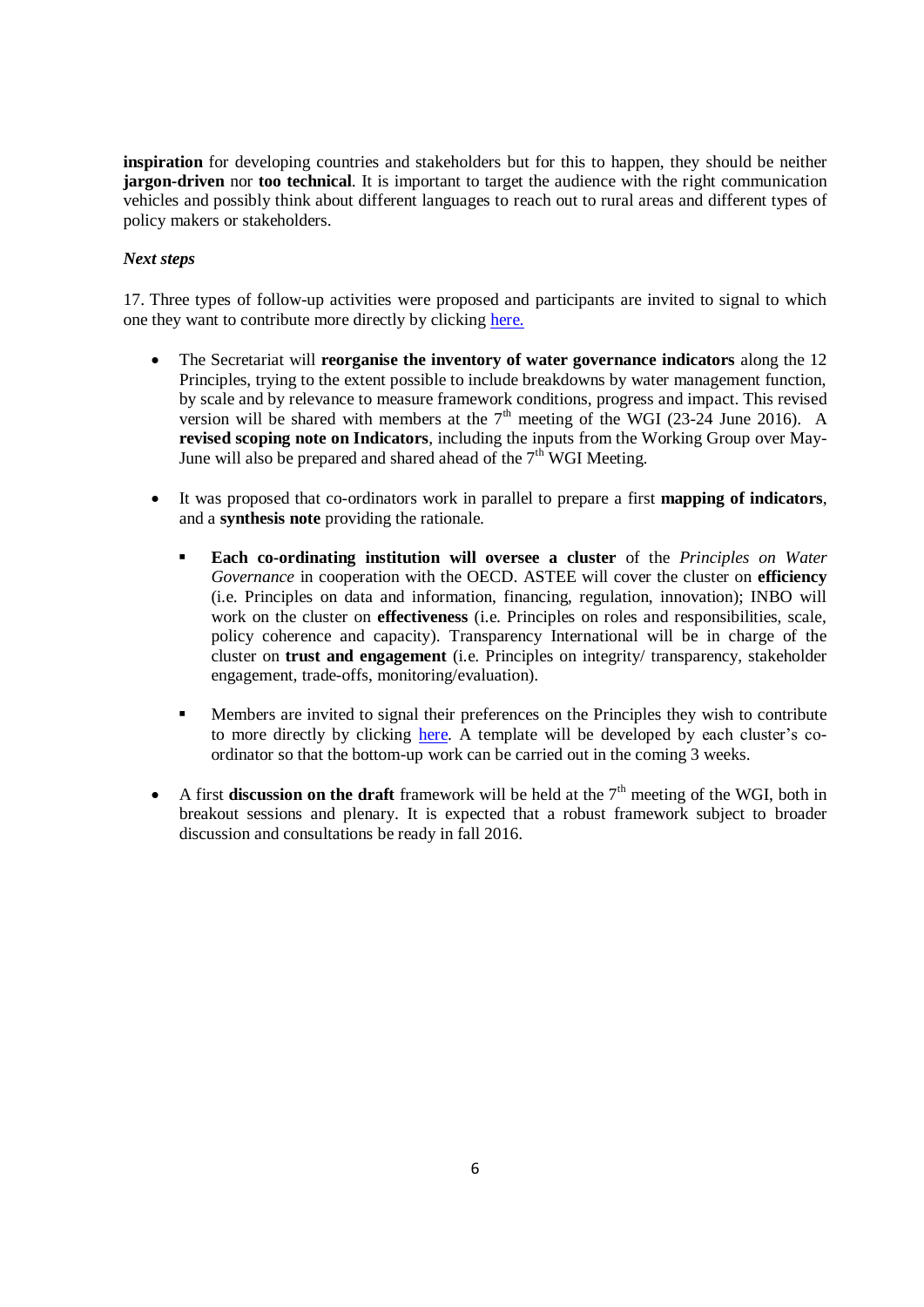**inspiration** for developing countries and stakeholders but for this to happen, they should be neither **jargon-driven** nor **too technical**. It is important to target the audience with the right communication vehicles and possibly think about different languages to reach out to rural areas and different types of policy makers or stakeholders.

***Next steps***

17. Three types of follow-up activities were proposed and participants are invited to signal to which one they want to contribute more directly by clicking here.

- The Secretariat will **reorganise the inventory of water governance indicators** along the 12 Principles, trying to the extent possible to include breakdowns by water management function, by scale and by relevance to measure framework conditions, progress and impact. This revised version will be shared with members at the 7th meeting of the WGI (23-24 June 2016). A **revised scoping note on Indicators**, including the inputs from the Working Group over May-June will also be prepared and shared ahead of the 7th WGI Meeting.

- It was proposed that co-ordinators work in parallel to prepare a first **mapping of indicators**, and a **synthesis note** providing the rationale.

  - **Each co-ordinating institution will oversee a cluster** of the *Principles on Water Governance* in cooperation with the OECD. ASTEE will cover the cluster on **efficiency** (i.e. Principles on data and information, financing, regulation, innovation); INBO will work on the cluster on **effectiveness** (i.e. Principles on roles and responsibilities, scale, policy coherence and capacity). Transparency International will be in charge of the cluster on **trust and engagement** (i.e. Principles on integrity/ transparency, stakeholder engagement, trade-offs, monitoring/evaluation).

  - Members are invited to signal their preferences on the Principles they wish to contribute to more directly by clicking here. A template will be developed by each cluster's co-ordinator so that the bottom-up work can be carried out in the coming 3 weeks.

- A first **discussion on the draft** framework will be held at the 7th meeting of the WGI, both in breakout sessions and plenary. It is expected that a robust framework subject to broader discussion and consultations be ready in fall 2016.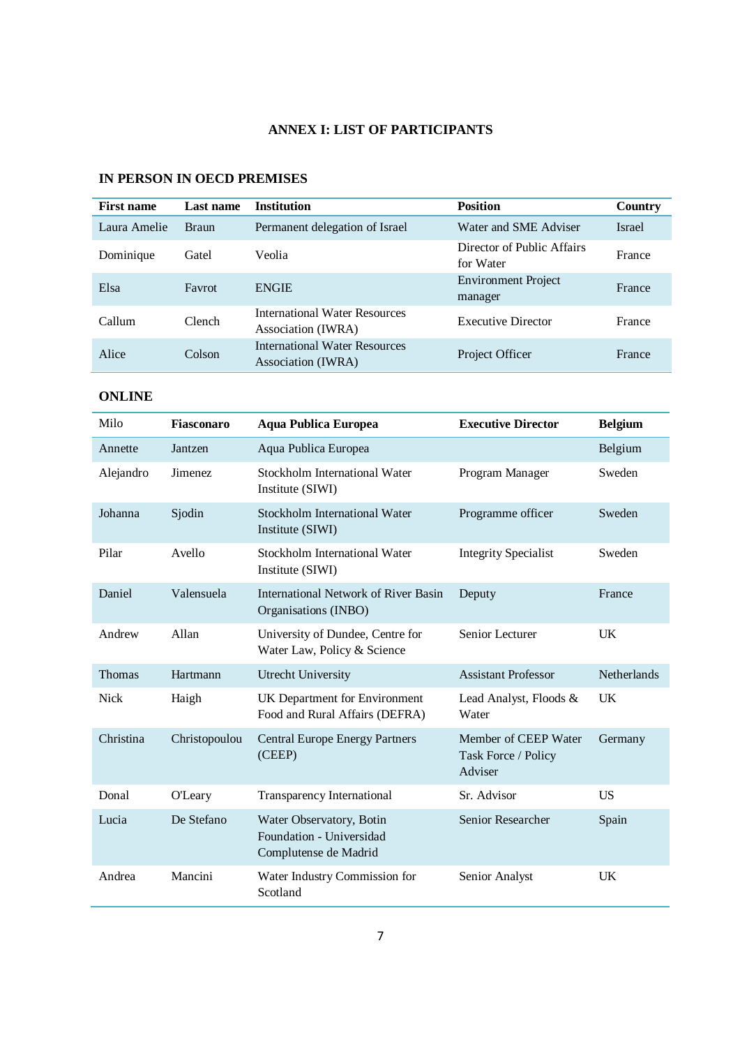# ANNEX I: LIST OF PARTICIPANTS

## IN PERSON IN OECD PREMISES

| First name | Last name | Institution | Position | Country |
|---|---|---|---|---|
| Laura Amelie | Braun | Permanent delegation of Israel | Water and SME Adviser | Israel |
| Dominique | Gatel | Veolia | Director of Public Affairs for Water | France |
| Elsa | Favrot | ENGIE | Environment Project manager | France |
| Callum | Clench | International Water Resources Association (IWRA) | Executive Director | France |
| Alice | Colson | International Water Resources Association (IWRA) | Project Officer | France |

## ONLINE

| Milo | **Fiasconaro** | **Aqua Publica Europea** | **Executive Director** | **Belgium** |
|---|---|---|---|---|
| Annette | Jantzen | Aqua Publica Europea | | Belgium |
| Alejandro | Jimenez | Stockholm International Water Institute (SIWI) | Program Manager | Sweden |
| Johanna | Sjodin | Stockholm International Water Institute (SIWI) | Programme officer | Sweden |
| Pilar | Avello | Stockholm International Water Institute (SIWI) | Integrity Specialist | Sweden |
| Daniel | Valensuela | International Network of River Basin Organisations (INBO) | Deputy | France |
| Andrew | Allan | University of Dundee, Centre for Water Law, Policy & Science | Senior Lecturer | UK |
| Thomas | Hartmann | Utrecht University | Assistant Professor | Netherlands |
| Nick | Haigh | UK Department for Environment Food and Rural Affairs (DEFRA) | Lead Analyst, Floods & Water | UK |
| Christina | Christopoulou | Central Europe Energy Partners (CEEP) | Member of CEEP Water Task Force / Policy Adviser | Germany |
| Donal | O'Leary | Transparency International | Sr. Advisor | US |
| Lucia | De Stefano | Water Observatory, Botin Foundation - Universidad Complutense de Madrid | Senior Researcher | Spain |
| Andrea | Mancini | Water Industry Commission for Scotland | Senior Analyst | UK |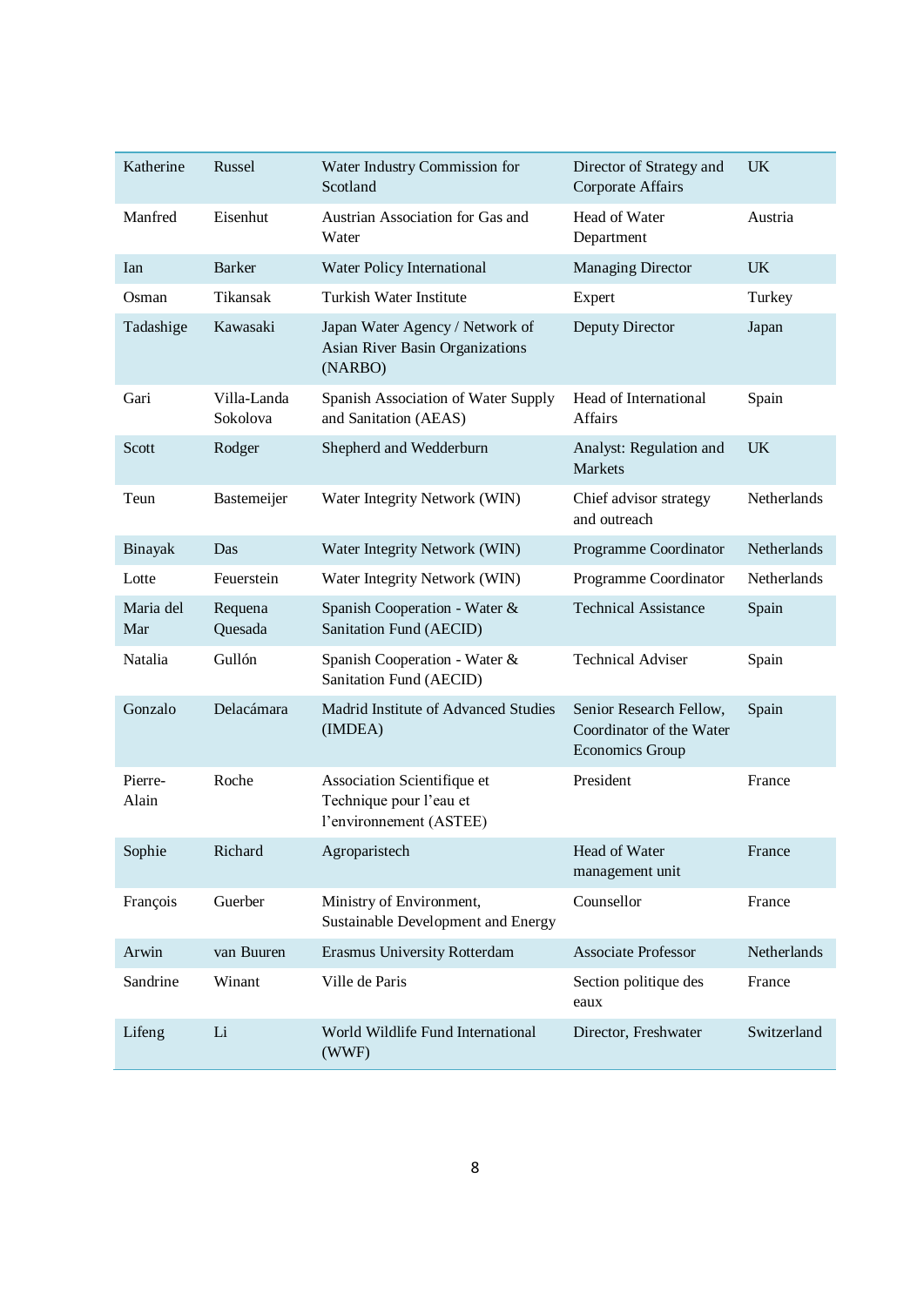| | | | | |
|---|---|---|---|---|
| Katherine | Russel | Water Industry Commission for Scotland | Director of Strategy and Corporate Affairs | UK |
| Manfred | Eisenhut | Austrian Association for Gas and Water | Head of Water Department | Austria |
| Ian | Barker | Water Policy International | Managing Director | UK |
| Osman | Tikansak | Turkish Water Institute | Expert | Turkey |
| Tadashige | Kawasaki | Japan Water Agency / Network of Asian River Basin Organizations (NARBO) | Deputy Director | Japan |
| Gari | Villa-Landa Sokolova | Spanish Association of Water Supply and Sanitation (AEAS) | Head of International Affairs | Spain |
| Scott | Rodger | Shepherd and Wedderburn | Analyst: Regulation and Markets | UK |
| Teun | Bastemeijer | Water Integrity Network (WIN) | Chief advisor strategy and outreach | Netherlands |
| Binayak | Das | Water Integrity Network (WIN) | Programme Coordinator | Netherlands |
| Lotte | Feuerstein | Water Integrity Network (WIN) | Programme Coordinator | Netherlands |
| Maria del Mar | Requena Quesada | Spanish Cooperation - Water & Sanitation Fund (AECID) | Technical Assistance | Spain |
| Natalia | Gullón | Spanish Cooperation - Water & Sanitation Fund (AECID) | Technical Adviser | Spain |
| Gonzalo | Delacámara | Madrid Institute of Advanced Studies (IMDEA) | Senior Research Fellow, Coordinator of the Water Economics Group | Spain |
| Pierre-Alain | Roche | Association Scientifique et Technique pour l'eau et l'environnement (ASTEE) | President | France |
| Sophie | Richard | Agroparistech | Head of Water management unit | France |
| François | Guerber | Ministry of Environment, Sustainable Development and Energy | Counsellor | France |
| Arwin | van Buuren | Erasmus University Rotterdam | Associate Professor | Netherlands |
| Sandrine | Winant | Ville de Paris | Section politique des eaux | France |
| Lifeng | Li | World Wildlife Fund International (WWF) | Director, Freshwater | Switzerland |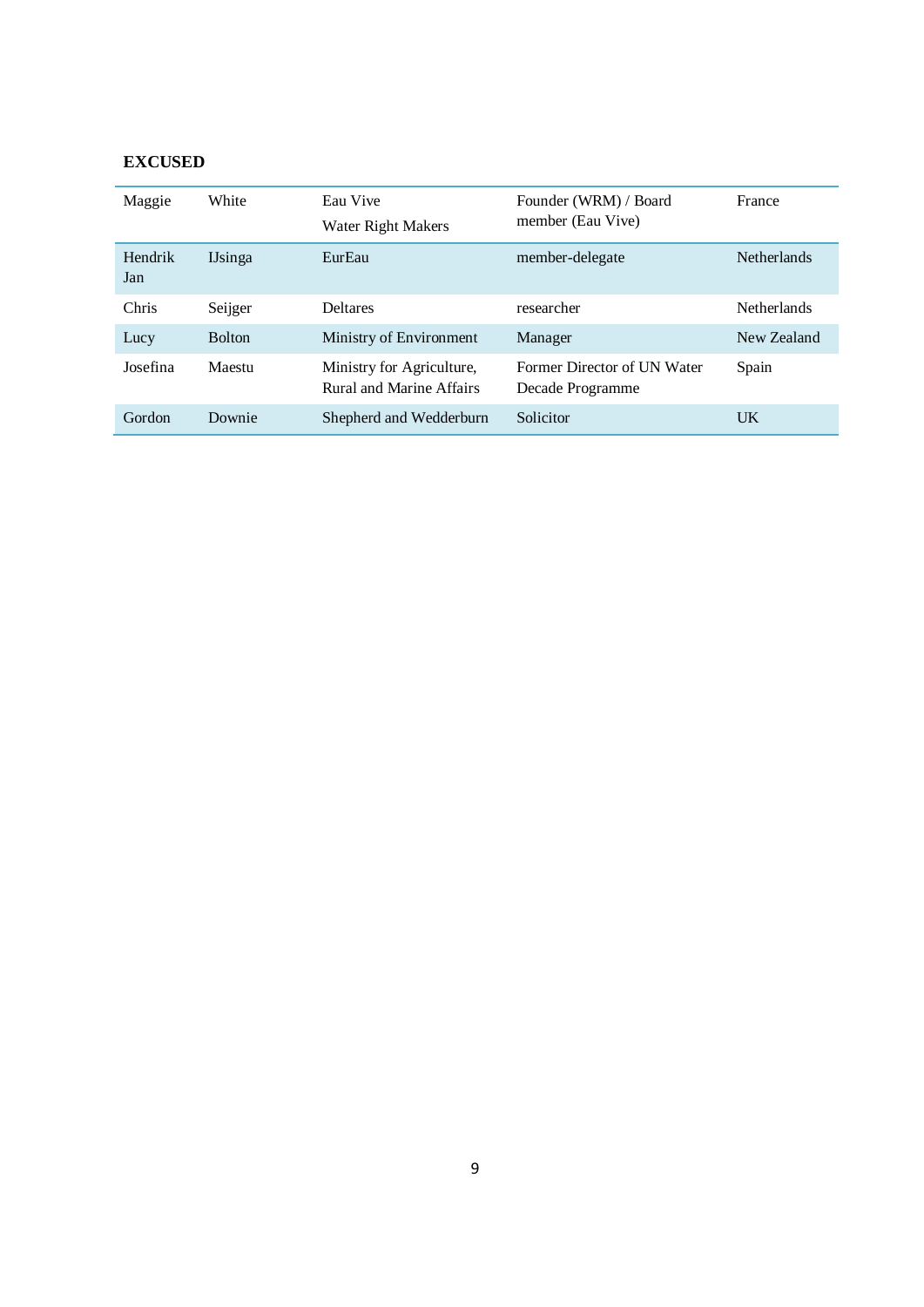**EXCUSED**

| | | | | |
|---|---|---|---|---|
| Maggie | White | Eau Vive<br>Water Right Makers | Founder (WRM) / Board member (Eau Vive) | France |
| Hendrik Jan | IJsinga | EurEau | member-delegate | Netherlands |
| Chris | Seijger | Deltares | researcher | Netherlands |
| Lucy | Bolton | Ministry of Environment | Manager | New Zealand |
| Josefina | Maestu | Ministry for Agriculture, Rural and Marine Affairs | Former Director of UN Water Decade Programme | Spain |
| Gordon | Downie | Shepherd and Wedderburn | Solicitor | UK |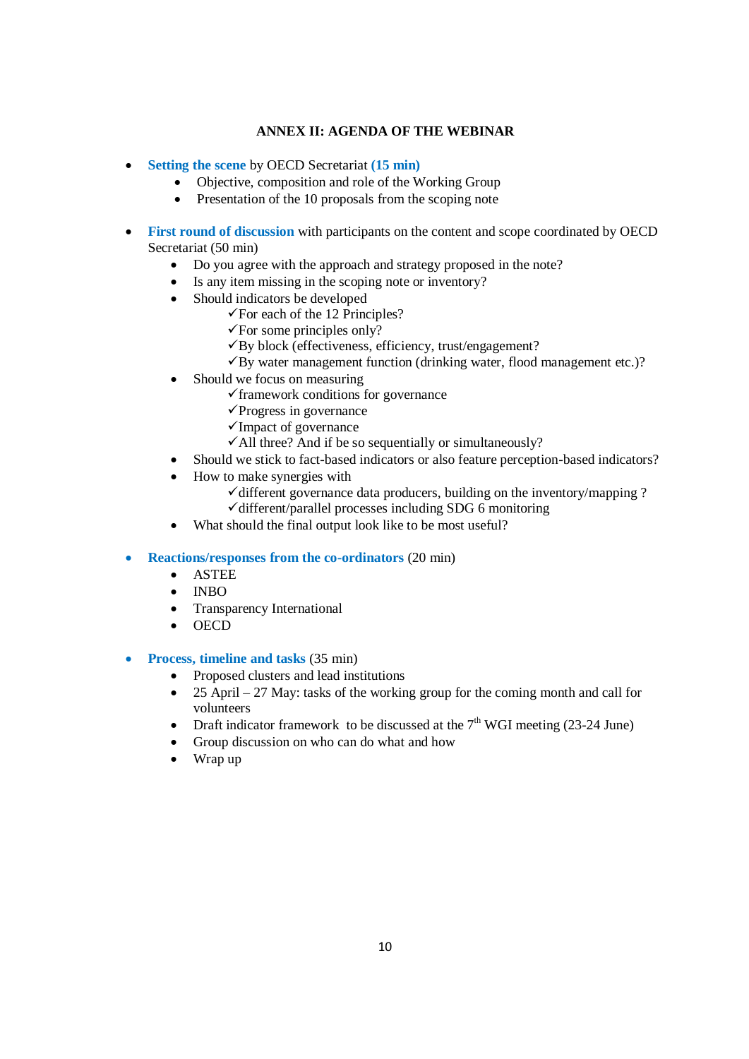## ANNEX II: AGENDA OF THE WEBINAR

- **Setting the scene** by OECD Secretariat **(15 min)**
  - Objective, composition and role of the Working Group
  - Presentation of the 10 proposals from the scoping note
- **First round of discussion** with participants on the content and scope coordinated by OECD Secretariat (50 min)
  - Do you agree with the approach and strategy proposed in the note?
  - Is any item missing in the scoping note or inventory?
  - Should indicators be developed
    - ✓For each of the 12 Principles?
    - ✓For some principles only?
    - ✓By block (effectiveness, efficiency, trust/engagement?
    - ✓By water management function (drinking water, flood management etc.)?
  - Should we focus on measuring
    - ✓framework conditions for governance
    - ✓Progress in governance
    - ✓Impact of governance
    - ✓All three? And if be so sequentially or simultaneously?
  - Should we stick to fact-based indicators or also feature perception-based indicators?
  - How to make synergies with
    - ✓different governance data producers, building on the inventory/mapping ?
    - ✓different/parallel processes including SDG 6 monitoring
  - What should the final output look like to be most useful?
- **Reactions/responses from the co-ordinators** (20 min)
  - ASTEE
  - INBO
  - Transparency International
  - OECD
- **Process, timeline and tasks** (35 min)
  - Proposed clusters and lead institutions
  - 25 April – 27 May: tasks of the working group for the coming month and call for volunteers
  - Draft indicator framework to be discussed at the 7th WGI meeting (23-24 June)
  - Group discussion on who can do what and how
  - Wrap up